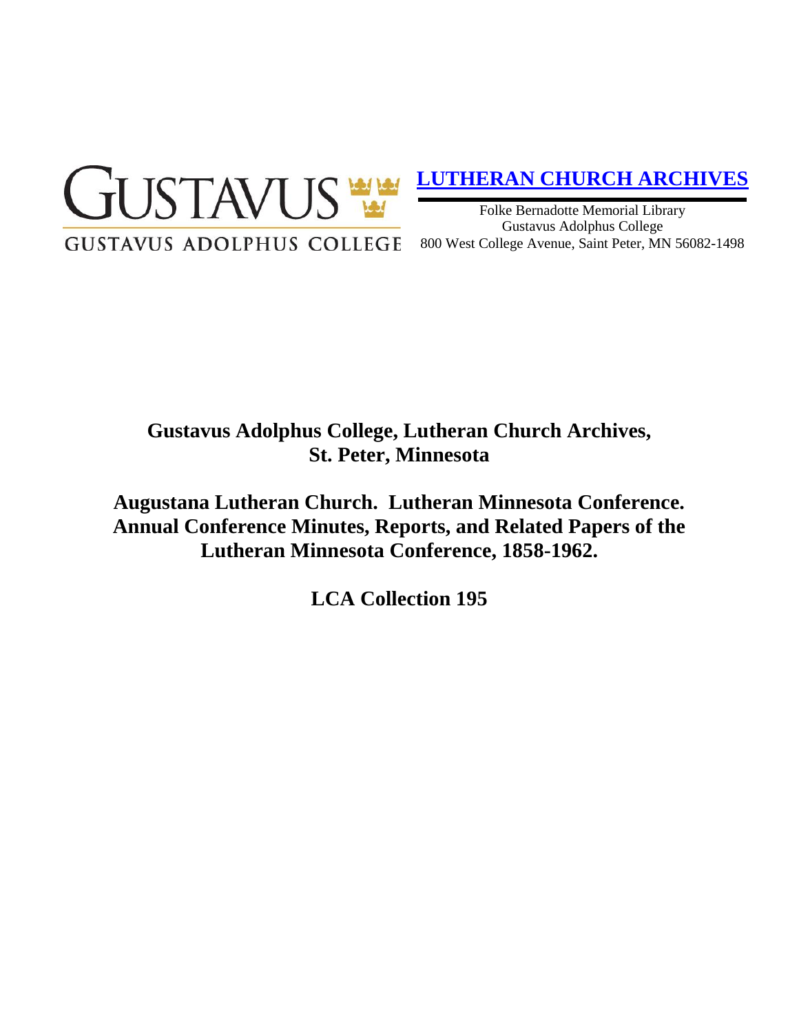GUSTAVUS

GUSTAVUS ADOLPHUS COLLEGE

**LUTHERAN CHURCH ARCHIVES**

Folke Bernadotte Memorial Library
Gustavus Adolphus College
800 West College Avenue, Saint Peter, MN 56082-1498

# Gustavus Adolphus College, Lutheran Church Archives, St. Peter, Minnesota

# Augustana Lutheran Church. Lutheran Minnesota Conference. Annual Conference Minutes, Reports, and Related Papers of the Lutheran Minnesota Conference, 1858-1962.

## LCA Collection 195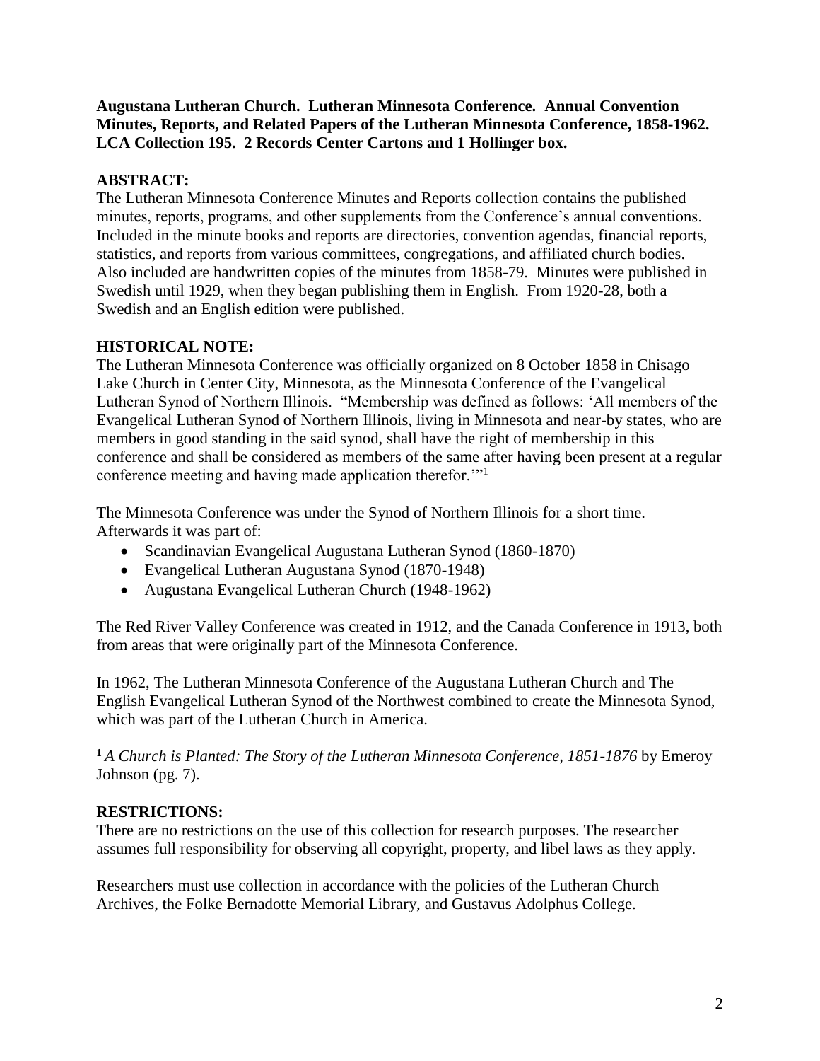**Augustana Lutheran Church. Lutheran Minnesota Conference. Annual Convention Minutes, Reports, and Related Papers of the Lutheran Minnesota Conference, 1858-1962. LCA Collection 195. 2 Records Center Cartons and 1 Hollinger box.**

## ABSTRACT:

The Lutheran Minnesota Conference Minutes and Reports collection contains the published minutes, reports, programs, and other supplements from the Conference's annual conventions. Included in the minute books and reports are directories, convention agendas, financial reports, statistics, and reports from various committees, congregations, and affiliated church bodies. Also included are handwritten copies of the minutes from 1858-79. Minutes were published in Swedish until 1929, when they began publishing them in English. From 1920-28, both a Swedish and an English edition were published.

## HISTORICAL NOTE:

The Lutheran Minnesota Conference was officially organized on 8 October 1858 in Chisago Lake Church in Center City, Minnesota, as the Minnesota Conference of the Evangelical Lutheran Synod of Northern Illinois. "Membership was defined as follows: 'All members of the Evangelical Lutheran Synod of Northern Illinois, living in Minnesota and near-by states, who are members in good standing in the said synod, shall have the right of membership in this conference and shall be considered as members of the same after having been present at a regular conference meeting and having made application therefor.'"[1]

The Minnesota Conference was under the Synod of Northern Illinois for a short time. Afterwards it was part of:

- Scandinavian Evangelical Augustana Lutheran Synod (1860-1870)
- Evangelical Lutheran Augustana Synod (1870-1948)
- Augustana Evangelical Lutheran Church (1948-1962)

The Red River Valley Conference was created in 1912, and the Canada Conference in 1913, both from areas that were originally part of the Minnesota Conference.

In 1962, The Lutheran Minnesota Conference of the Augustana Lutheran Church and The English Evangelical Lutheran Synod of the Northwest combined to create the Minnesota Synod, which was part of the Lutheran Church in America.

[1] *A Church is Planted: The Story of the Lutheran Minnesota Conference, 1851-1876* by Emeroy Johnson (pg. 7).

## RESTRICTIONS:

There are no restrictions on the use of this collection for research purposes. The researcher assumes full responsibility for observing all copyright, property, and libel laws as they apply.

Researchers must use collection in accordance with the policies of the Lutheran Church Archives, the Folke Bernadotte Memorial Library, and Gustavus Adolphus College.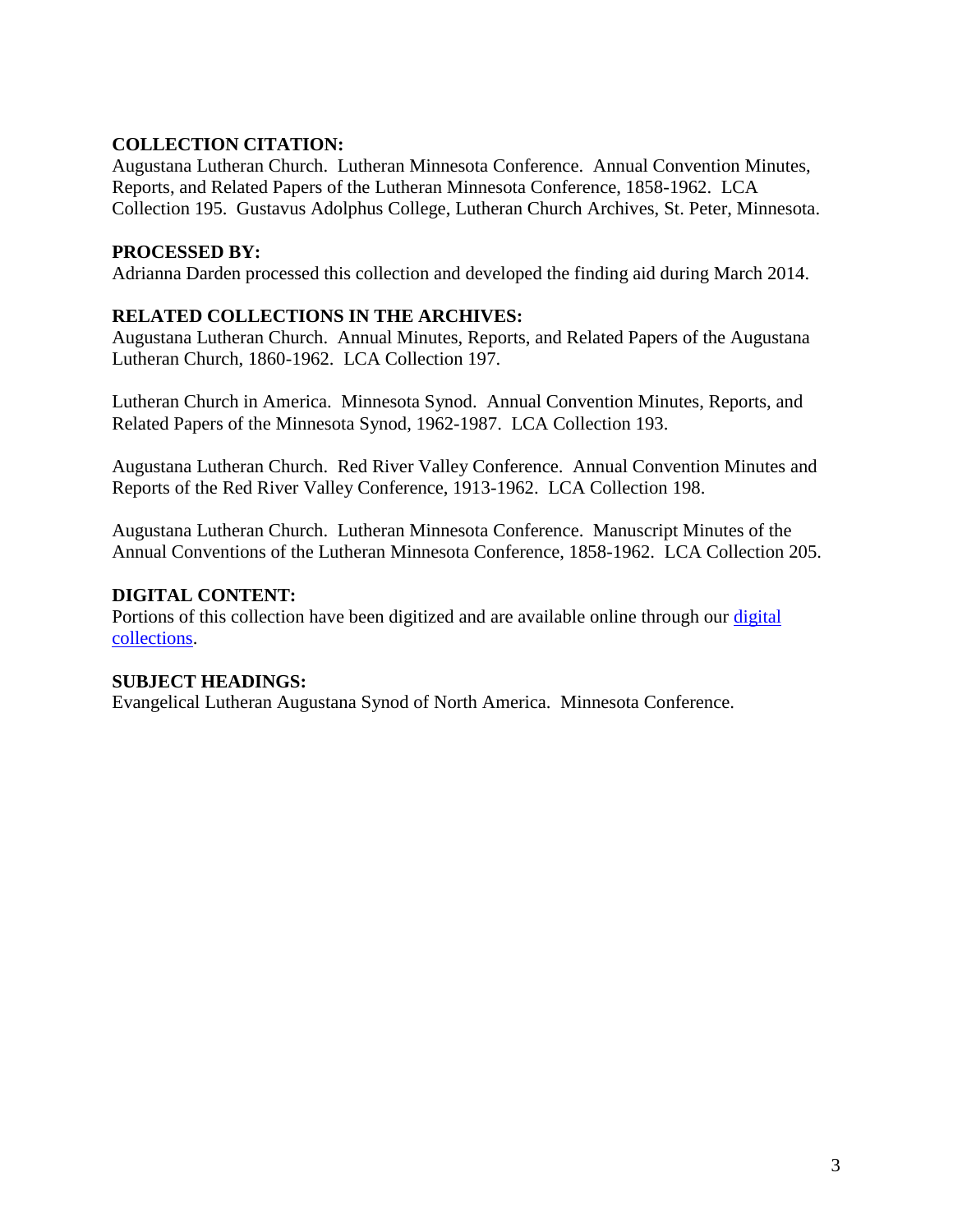**COLLECTION CITATION:**
Augustana Lutheran Church. Lutheran Minnesota Conference. Annual Convention Minutes, Reports, and Related Papers of the Lutheran Minnesota Conference, 1858-1962. LCA Collection 195. Gustavus Adolphus College, Lutheran Church Archives, St. Peter, Minnesota.

**PROCESSED BY:**
Adrianna Darden processed this collection and developed the finding aid during March 2014.

**RELATED COLLECTIONS IN THE ARCHIVES:**
Augustana Lutheran Church. Annual Minutes, Reports, and Related Papers of the Augustana Lutheran Church, 1860-1962. LCA Collection 197.

Lutheran Church in America. Minnesota Synod. Annual Convention Minutes, Reports, and Related Papers of the Minnesota Synod, 1962-1987. LCA Collection 193.

Augustana Lutheran Church. Red River Valley Conference. Annual Convention Minutes and Reports of the Red River Valley Conference, 1913-1962. LCA Collection 198.

Augustana Lutheran Church. Lutheran Minnesota Conference. Manuscript Minutes of the Annual Conventions of the Lutheran Minnesota Conference, 1858-1962. LCA Collection 205.

**DIGITAL CONTENT:**
Portions of this collection have been digitized and are available online through our digital collections.

**SUBJECT HEADINGS:**
Evangelical Lutheran Augustana Synod of North America. Minnesota Conference.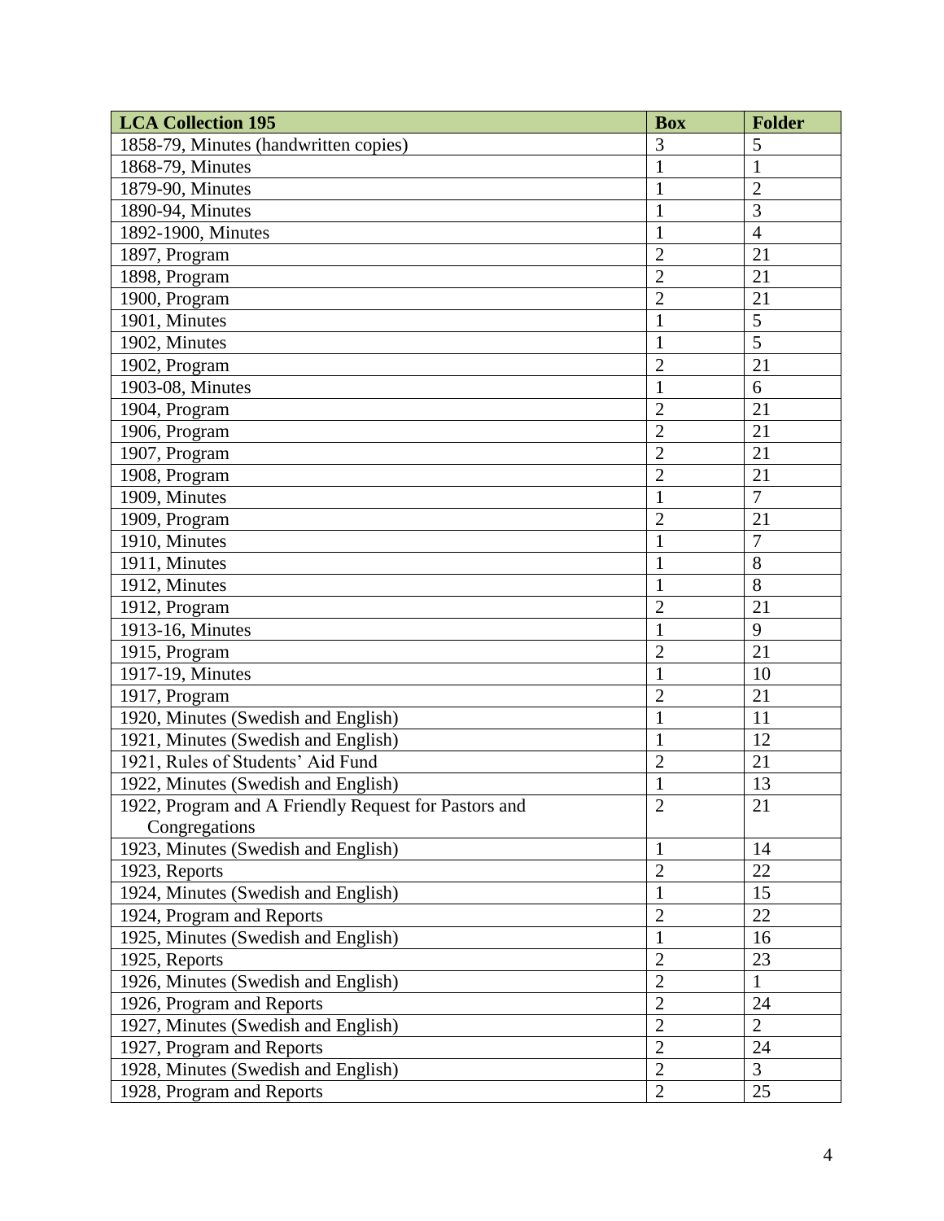| LCA Collection 195 | Box | Folder |
| --- | --- | --- |
| 1858-79, Minutes (handwritten copies) | 3 | 5 |
| 1868-79, Minutes | 1 | 1 |
| 1879-90, Minutes | 1 | 2 |
| 1890-94, Minutes | 1 | 3 |
| 1892-1900, Minutes | 1 | 4 |
| 1897, Program | 2 | 21 |
| 1898, Program | 2 | 21 |
| 1900, Program | 2 | 21 |
| 1901, Minutes | 1 | 5 |
| 1902, Minutes | 1 | 5 |
| 1902, Program | 2 | 21 |
| 1903-08, Minutes | 1 | 6 |
| 1904, Program | 2 | 21 |
| 1906, Program | 2 | 21 |
| 1907, Program | 2 | 21 |
| 1908, Program | 2 | 21 |
| 1909, Minutes | 1 | 7 |
| 1909, Program | 2 | 21 |
| 1910, Minutes | 1 | 7 |
| 1911, Minutes | 1 | 8 |
| 1912, Minutes | 1 | 8 |
| 1912, Program | 2 | 21 |
| 1913-16, Minutes | 1 | 9 |
| 1915, Program | 2 | 21 |
| 1917-19, Minutes | 1 | 10 |
| 1917, Program | 2 | 21 |
| 1920, Minutes (Swedish and English) | 1 | 11 |
| 1921, Minutes (Swedish and English) | 1 | 12 |
| 1921, Rules of Students' Aid Fund | 2 | 21 |
| 1922, Minutes (Swedish and English) | 1 | 13 |
| 1922, Program and A Friendly Request for Pastors and Congregations | 2 | 21 |
| 1923, Minutes (Swedish and English) | 1 | 14 |
| 1923, Reports | 2 | 22 |
| 1924, Minutes (Swedish and English) | 1 | 15 |
| 1924, Program and Reports | 2 | 22 |
| 1925, Minutes (Swedish and English) | 1 | 16 |
| 1925, Reports | 2 | 23 |
| 1926, Minutes (Swedish and English) | 2 | 1 |
| 1926, Program and Reports | 2 | 24 |
| 1927, Minutes (Swedish and English) | 2 | 2 |
| 1927, Program and Reports | 2 | 24 |
| 1928, Minutes (Swedish and English) | 2 | 3 |
| 1928, Program and Reports | 2 | 25 |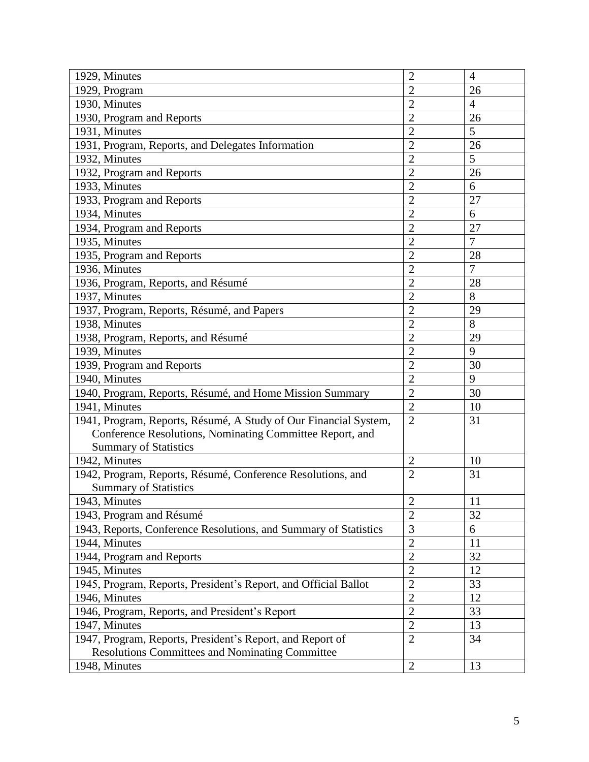| | | |
|---|---|---|
| 1929, Minutes | 2 | 4 |
| 1929, Program | 2 | 26 |
| 1930, Minutes | 2 | 4 |
| 1930, Program and Reports | 2 | 26 |
| 1931, Minutes | 2 | 5 |
| 1931, Program, Reports, and Delegates Information | 2 | 26 |
| 1932, Minutes | 2 | 5 |
| 1932, Program and Reports | 2 | 26 |
| 1933, Minutes | 2 | 6 |
| 1933, Program and Reports | 2 | 27 |
| 1934, Minutes | 2 | 6 |
| 1934, Program and Reports | 2 | 27 |
| 1935, Minutes | 2 | 7 |
| 1935, Program and Reports | 2 | 28 |
| 1936, Minutes | 2 | 7 |
| 1936, Program, Reports, and Résumé | 2 | 28 |
| 1937, Minutes | 2 | 8 |
| 1937, Program, Reports, Résumé, and Papers | 2 | 29 |
| 1938, Minutes | 2 | 8 |
| 1938, Program, Reports, and Résumé | 2 | 29 |
| 1939, Minutes | 2 | 9 |
| 1939, Program and Reports | 2 | 30 |
| 1940, Minutes | 2 | 9 |
| 1940, Program, Reports, Résumé, and Home Mission Summary | 2 | 30 |
| 1941, Minutes | 2 | 10 |
| 1941, Program, Reports, Résumé, A Study of Our Financial System, Conference Resolutions, Nominating Committee Report, and Summary of Statistics | 2 | 31 |
| 1942, Minutes | 2 | 10 |
| 1942, Program, Reports, Résumé, Conference Resolutions, and Summary of Statistics | 2 | 31 |
| 1943, Minutes | 2 | 11 |
| 1943, Program and Résumé | 2 | 32 |
| 1943, Reports, Conference Resolutions, and Summary of Statistics | 3 | 6 |
| 1944, Minutes | 2 | 11 |
| 1944, Program and Reports | 2 | 32 |
| 1945, Minutes | 2 | 12 |
| 1945, Program, Reports, President's Report, and Official Ballot | 2 | 33 |
| 1946, Minutes | 2 | 12 |
| 1946, Program, Reports, and President's Report | 2 | 33 |
| 1947, Minutes | 2 | 13 |
| 1947, Program, Reports, President's Report, and Report of Resolutions Committees and Nominating Committee | 2 | 34 |
| 1948, Minutes | 2 | 13 |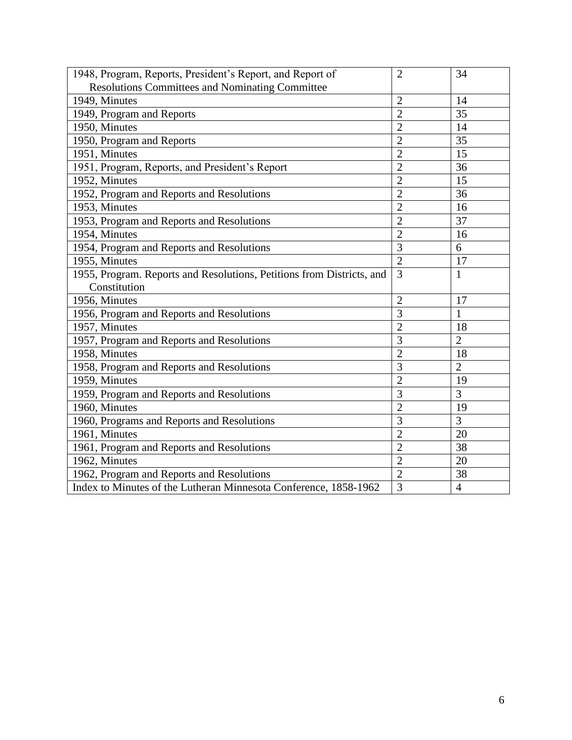| | | |
|---|---|---|
| 1948, Program, Reports, President's Report, and Report of Resolutions Committees and Nominating Committee | 2 | 34 |
| 1949, Minutes | 2 | 14 |
| 1949, Program and Reports | 2 | 35 |
| 1950, Minutes | 2 | 14 |
| 1950, Program and Reports | 2 | 35 |
| 1951, Minutes | 2 | 15 |
| 1951, Program, Reports, and President's Report | 2 | 36 |
| 1952, Minutes | 2 | 15 |
| 1952, Program and Reports and Resolutions | 2 | 36 |
| 1953, Minutes | 2 | 16 |
| 1953, Program and Reports and Resolutions | 2 | 37 |
| 1954, Minutes | 2 | 16 |
| 1954, Program and Reports and Resolutions | 3 | 6 |
| 1955, Minutes | 2 | 17 |
| 1955, Program. Reports and Resolutions, Petitions from Districts, and Constitution | 3 | 1 |
| 1956, Minutes | 2 | 17 |
| 1956, Program and Reports and Resolutions | 3 | 1 |
| 1957, Minutes | 2 | 18 |
| 1957, Program and Reports and Resolutions | 3 | 2 |
| 1958, Minutes | 2 | 18 |
| 1958, Program and Reports and Resolutions | 3 | 2 |
| 1959, Minutes | 2 | 19 |
| 1959, Program and Reports and Resolutions | 3 | 3 |
| 1960, Minutes | 2 | 19 |
| 1960, Programs and Reports and Resolutions | 3 | 3 |
| 1961, Minutes | 2 | 20 |
| 1961, Program and Reports and Resolutions | 2 | 38 |
| 1962, Minutes | 2 | 20 |
| 1962, Program and Reports and Resolutions | 2 | 38 |
| Index to Minutes of the Lutheran Minnesota Conference, 1858-1962 | 3 | 4 |